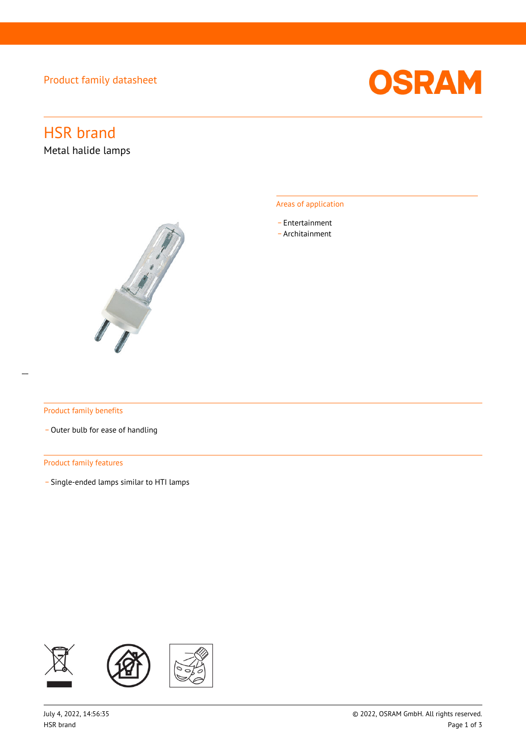Product family datasheet

# HSR brand

Metal halide lamps

## Areas of application

- Entertainment
- Architainment

## Product family benefits

- Outer bulb for ease of handling

## Product family features

- Single-ended lamps similar to HTI lamps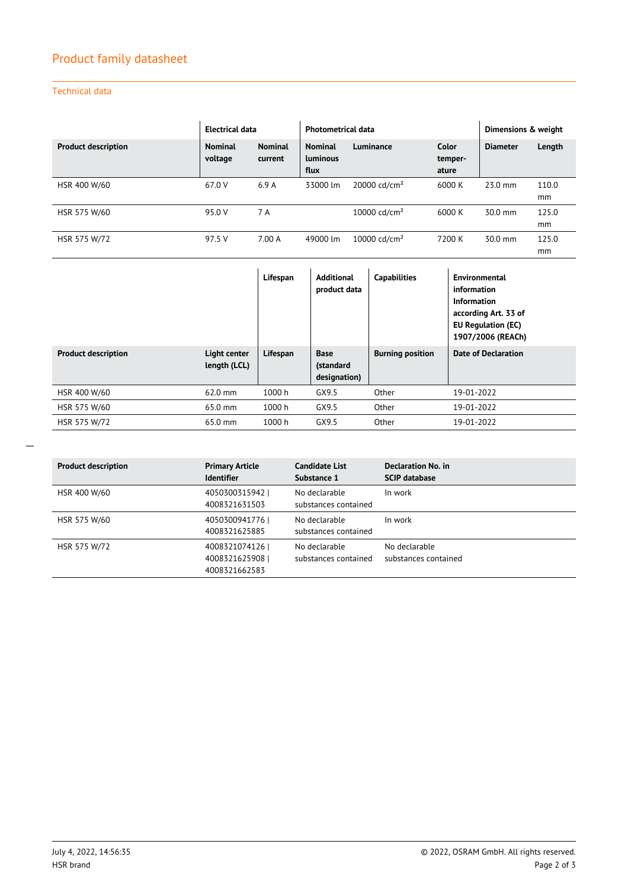## Product family datasheet

### Technical data

| | Electrical data | | Photometrical data | | | Dimensions & weight | |
|---|---|---|---|---|---|---|---|
| **Product description** | **Nominal voltage** | **Nominal current** | **Nominal luminous flux** | **Luminance** | **Color temperature** | **Diameter** | **Length** |
| HSR 400 W/60 | 67.0 V | 6.9 A | 33000 lm | 20000 cd/cm² | 6000 K | 23.0 mm | 110.0 mm |
| HSR 575 W/60 | 95.0 V | 7 A | | 10000 cd/cm² | 6000 K | 30.0 mm | 125.0 mm |
| HSR 575 W/72 | 97.5 V | 7.00 A | 49000 lm | 10000 cd/cm² | 7200 K | 30.0 mm | 125.0 mm |

| | | Lifespan | Additional product data | Capabilities | Environmental information Information according Art. 33 of EU Regulation (EC) 1907/2006 (REACh) |
|---|---|---|---|---|---|
| **Product description** | **Light center length (LCL)** | **Lifespan** | **Base (standard designation)** | **Burning position** | **Date of Declaration** |
| HSR 400 W/60 | 62.0 mm | 1000 h | GX9.5 | Other | 19-01-2022 |
| HSR 575 W/60 | 65.0 mm | 1000 h | GX9.5 | Other | 19-01-2022 |
| HSR 575 W/72 | 65.0 mm | 1000 h | GX9.5 | Other | 19-01-2022 |

| Product description | Primary Article Identifier | Candidate List Substance 1 | Declaration No. in SCIP database |
|---|---|---|---|
| HSR 400 W/60 | 4050300315942 \| 4008321631503 | No declarable substances contained | In work |
| HSR 575 W/60 | 4050300941776 \| 4008321625885 | No declarable substances contained | In work |
| HSR 575 W/72 | 4008321074126 \| 4008321625908 \| 4008321662583 | No declarable substances contained | No declarable substances contained |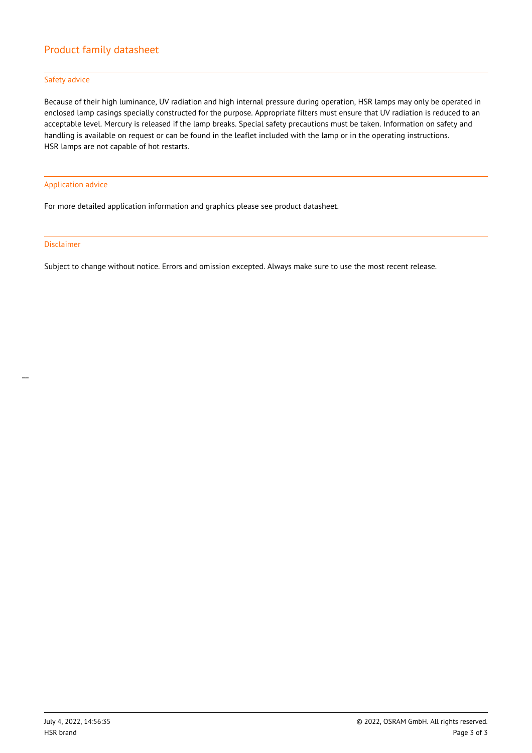## Safety advice

Because of their high luminance, UV radiation and high internal pressure during operation, HSR lamps may only be operated in enclosed lamp casings specially constructed for the purpose. Appropriate filters must ensure that UV radiation is reduced to an acceptable level. Mercury is released if the lamp breaks. Special safety precautions must be taken. Information on safety and handling is available on request or can be found in the leaflet included with the lamp or in the operating instructions.
HSR lamps are not capable of hot restarts.

## Application advice

For more detailed application information and graphics please see product datasheet.

## Disclaimer

Subject to change without notice. Errors and omission excepted. Always make sure to use the most recent release.